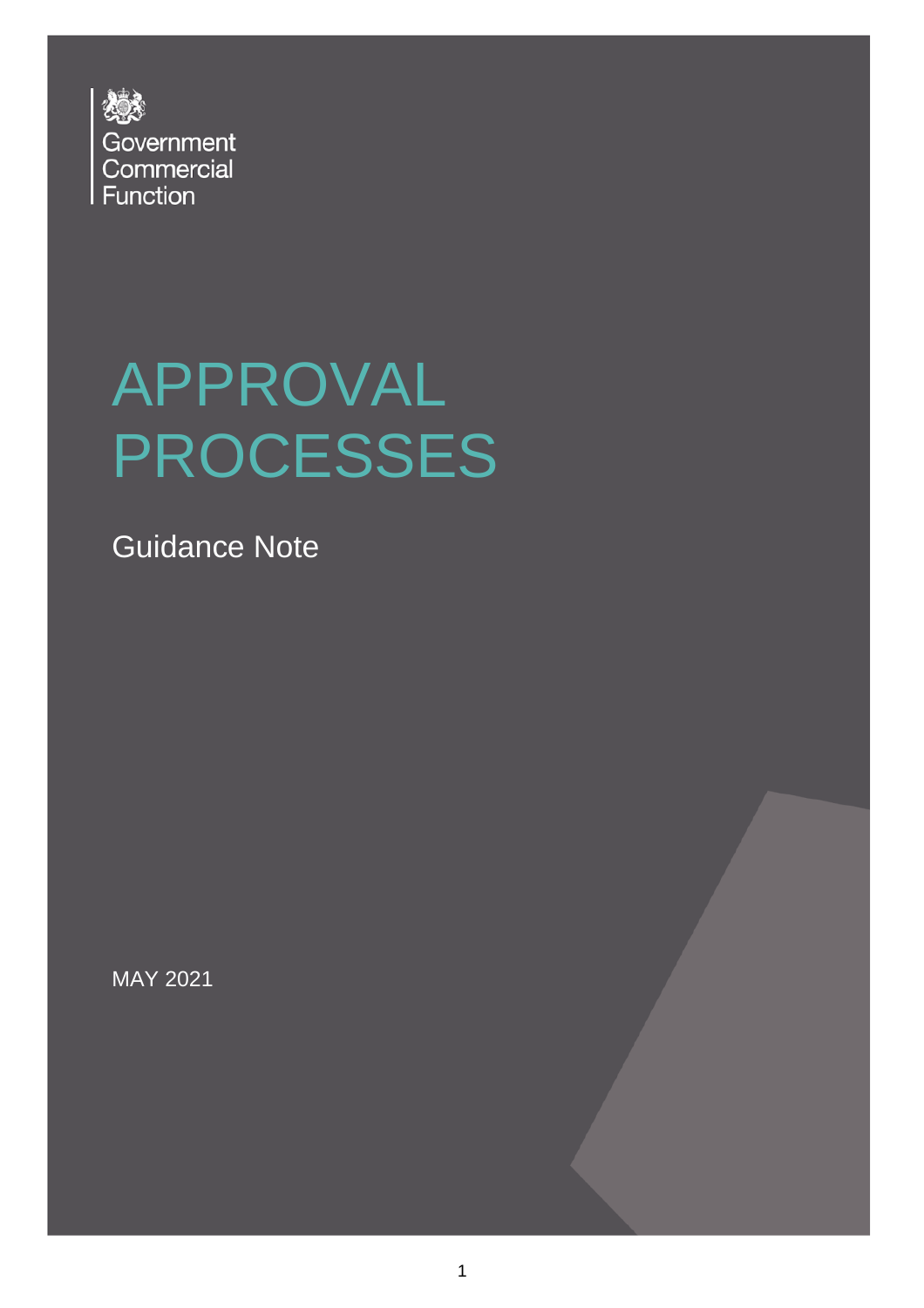Government Commercial Function

# APPROVAL PROCESSES

Guidance Note

MAY 2021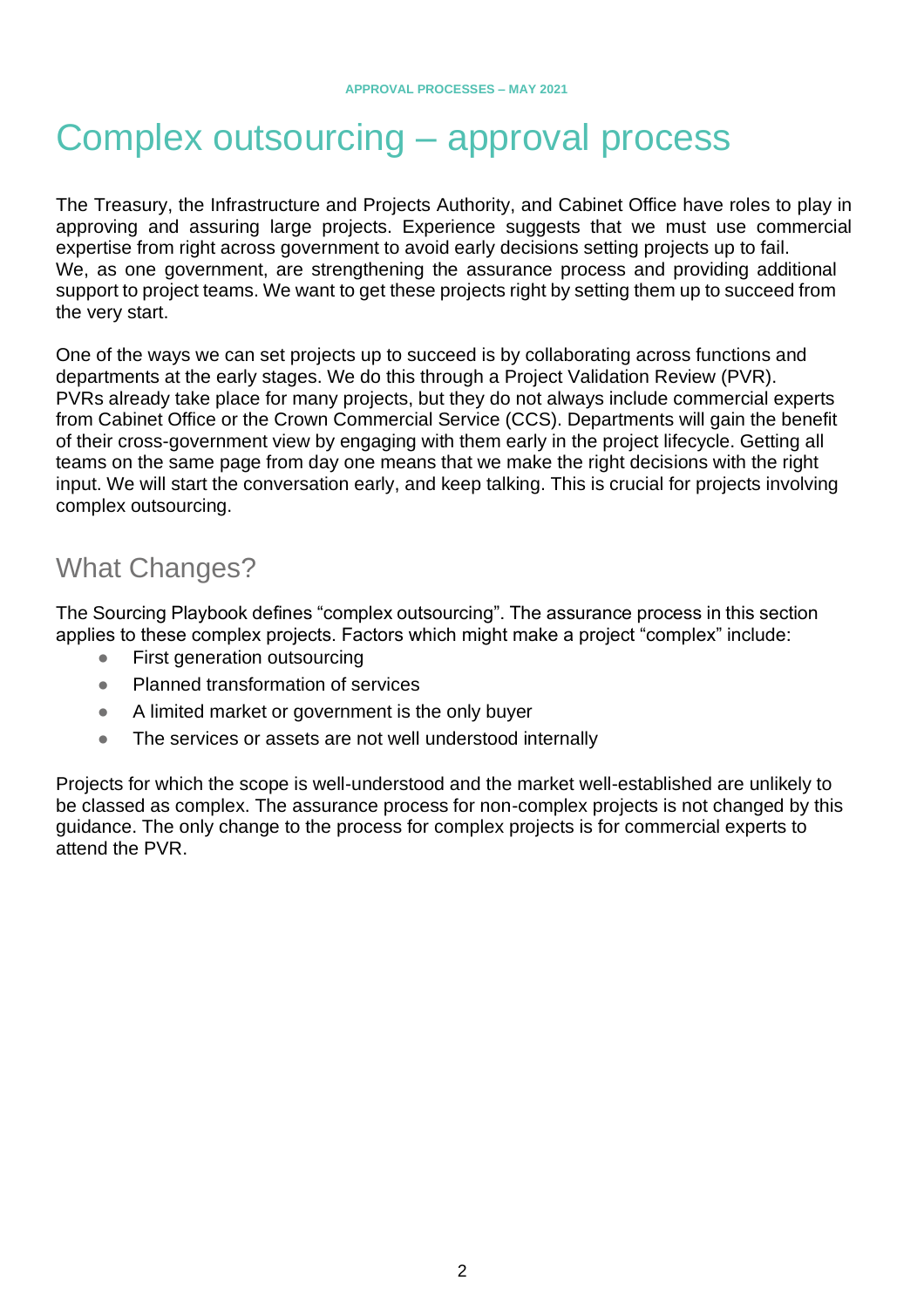# Complex outsourcing – approval process

The Treasury, the Infrastructure and Projects Authority, and Cabinet Office have roles to play in approving and assuring large projects. Experience suggests that we must use commercial expertise from right across government to avoid early decisions setting projects up to fail. We, as one government, are strengthening the assurance process and providing additional support to project teams. We want to get these projects right by setting them up to succeed from the very start.

One of the ways we can set projects up to succeed is by collaborating across functions and departments at the early stages. We do this through a Project Validation Review (PVR). PVRs already take place for many projects, but they do not always include commercial experts from Cabinet Office or the Crown Commercial Service (CCS). Departments will gain the benefit of their cross-government view by engaging with them early in the project lifecycle. Getting all teams on the same page from day one means that we make the right decisions with the right input. We will start the conversation early, and keep talking. This is crucial for projects involving complex outsourcing.

## What Changes?

The Sourcing Playbook defines "complex outsourcing". The assurance process in this section applies to these complex projects. Factors which might make a project "complex" include:

- First generation outsourcing
- Planned transformation of services
- A limited market or government is the only buyer
- The services or assets are not well understood internally

Projects for which the scope is well-understood and the market well-established are unlikely to be classed as complex. The assurance process for non-complex projects is not changed by this guidance. The only change to the process for complex projects is for commercial experts to attend the PVR.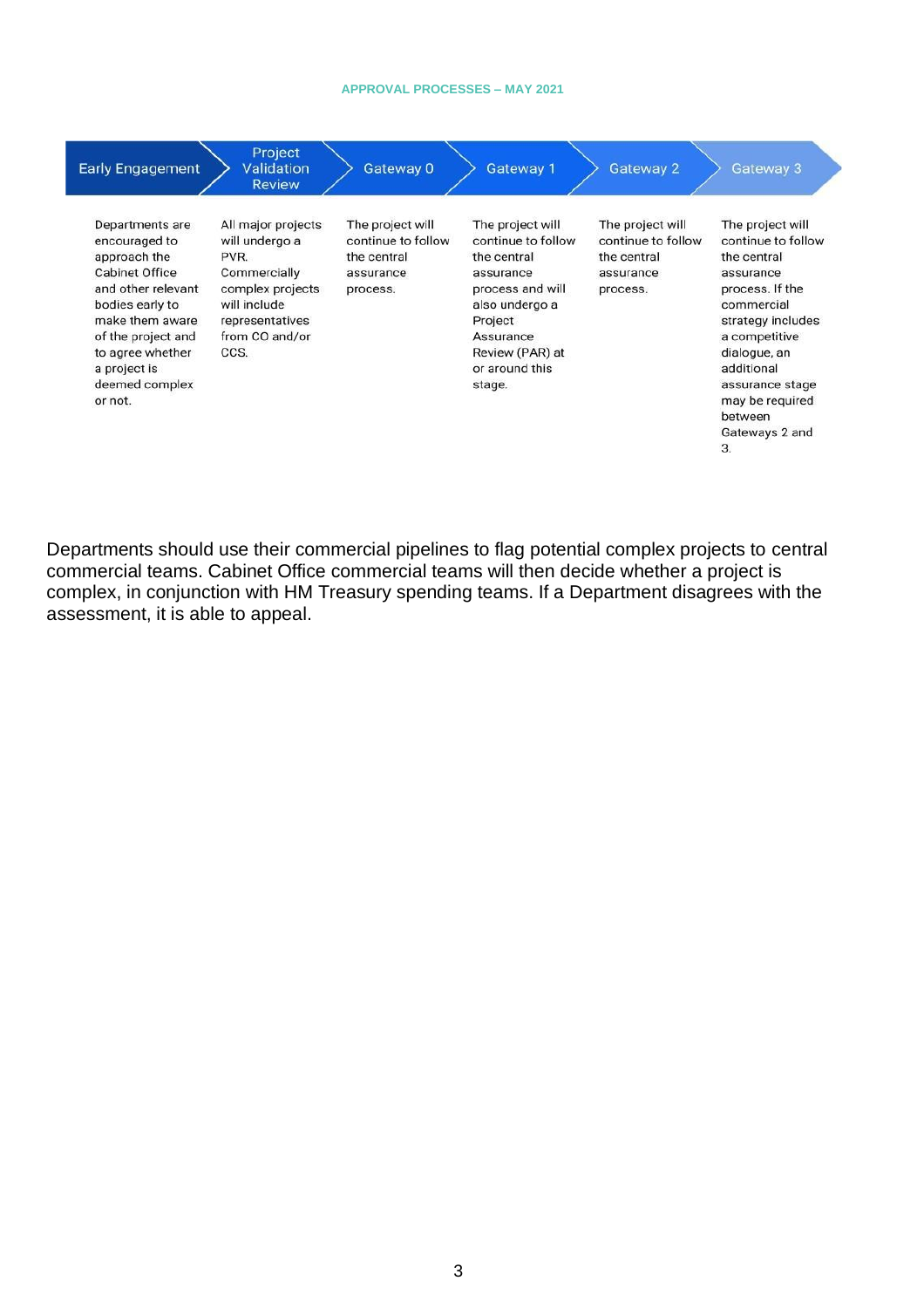| Early Engagement | Project Validation Review | Gateway 0 | Gateway 1 | Gateway 2 | Gateway 3 |
|---|---|---|---|---|---|
| Departments are encouraged to approach the Cabinet Office and other relevant bodies early to make them aware of the project and to agree whether a project is deemed complex or not. | All major projects will undergo a PVR. Commercially complex projects will include representatives from CO and/or CCS. | The project will continue to follow the central assurance process. | The project will continue to follow the central assurance process and will also undergo a Project Assurance Review (PAR) at or around this stage. | The project will continue to follow the central assurance process. | The project will continue to follow the central assurance process. If the commercial strategy includes a competitive dialogue, an additional assurance stage may be required between Gateways 2 and 3. |

Departments should use their commercial pipelines to flag potential complex projects to central commercial teams. Cabinet Office commercial teams will then decide whether a project is complex, in conjunction with HM Treasury spending teams. If a Department disagrees with the assessment, it is able to appeal.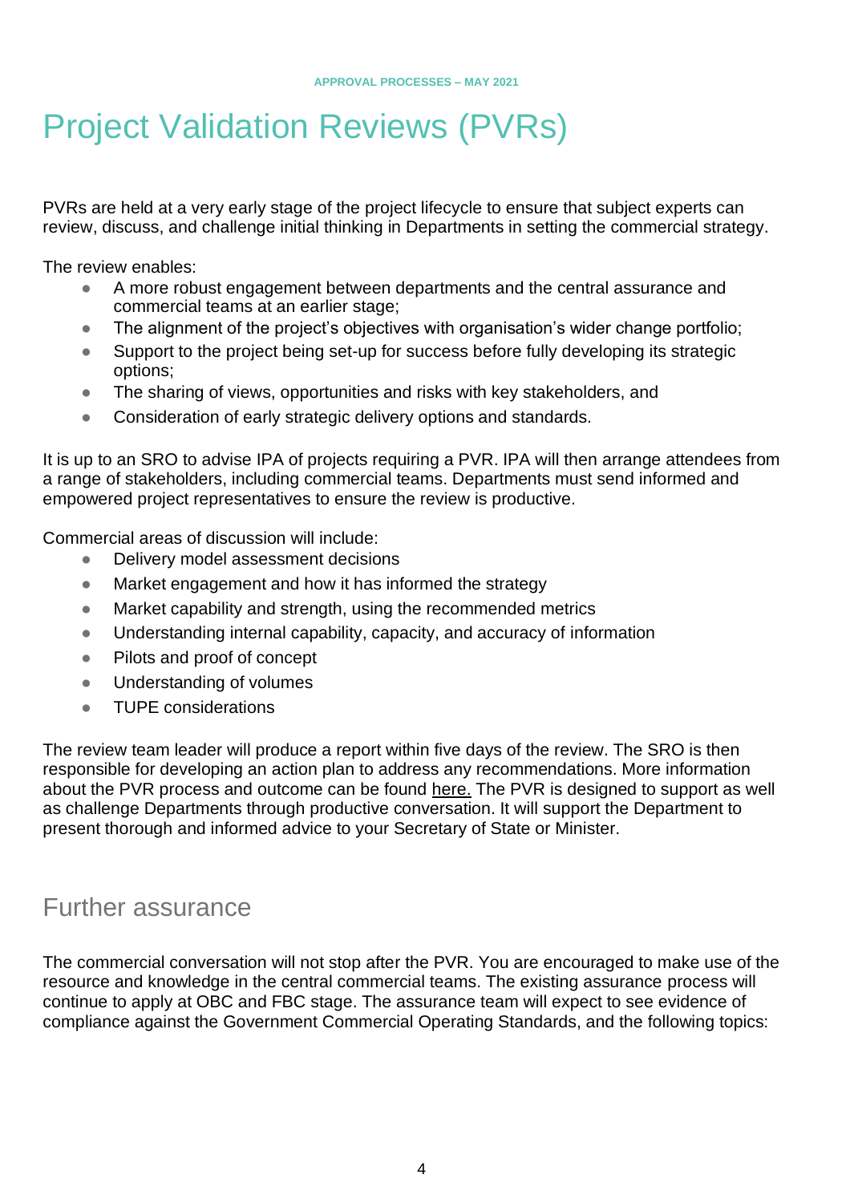# Project Validation Reviews (PVRs)

PVRs are held at a very early stage of the project lifecycle to ensure that subject experts can review, discuss, and challenge initial thinking in Departments in setting the commercial strategy.

The review enables:

- A more robust engagement between departments and the central assurance and commercial teams at an earlier stage;
- The alignment of the project's objectives with organisation's wider change portfolio;
- Support to the project being set-up for success before fully developing its strategic options;
- The sharing of views, opportunities and risks with key stakeholders, and
- Consideration of early strategic delivery options and standards.

It is up to an SRO to advise IPA of projects requiring a PVR. IPA will then arrange attendees from a range of stakeholders, including commercial teams. Departments must send informed and empowered project representatives to ensure the review is productive.

Commercial areas of discussion will include:

- Delivery model assessment decisions
- Market engagement and how it has informed the strategy
- Market capability and strength, using the recommended metrics
- Understanding internal capability, capacity, and accuracy of information
- Pilots and proof of concept
- Understanding of volumes
- TUPE considerations

The review team leader will produce a report within five days of the review. The SRO is then responsible for developing an action plan to address any recommendations. More information about the PVR process and outcome can be found here. The PVR is designed to support as well as challenge Departments through productive conversation. It will support the Department to present thorough and informed advice to your Secretary of State or Minister.

## Further assurance

The commercial conversation will not stop after the PVR. You are encouraged to make use of the resource and knowledge in the central commercial teams. The existing assurance process will continue to apply at OBC and FBC stage. The assurance team will expect to see evidence of compliance against the Government Commercial Operating Standards, and the following topics: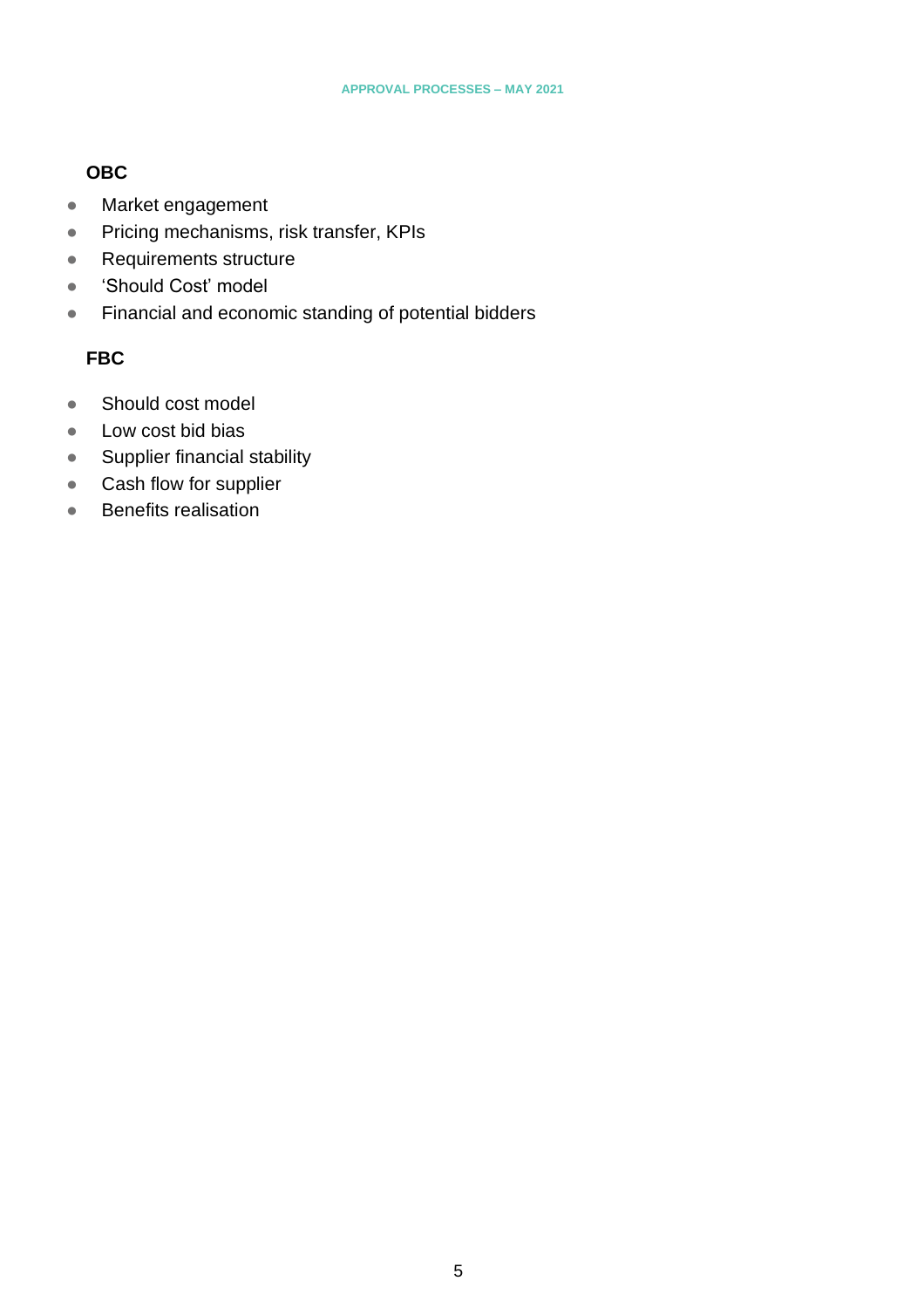**OBC**

- Market engagement
- Pricing mechanisms, risk transfer, KPIs
- Requirements structure
- ‘Should Cost’ model
- Financial and economic standing of potential bidders

**FBC**

- Should cost model
- Low cost bid bias
- Supplier financial stability
- Cash flow for supplier
- Benefits realisation